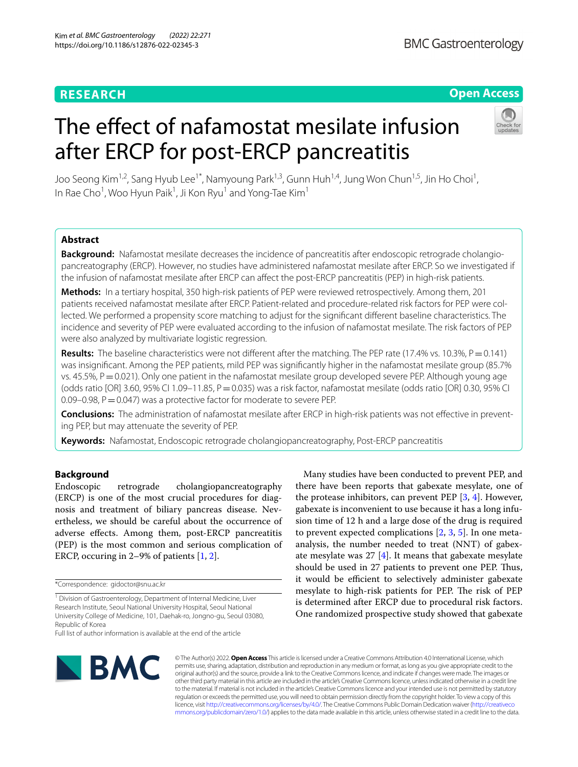RESEARCH

Open Access

# The effect of nafamostat mesilate infusion after ERCP for post-ERCP pancreatitis

Joo Seong Kim[1,2], Sang Hyub Lee[1*], Namyoung Park[1,3], Gunn Huh[1,4], Jung Won Chun[1,5], Jin Ho Choi[1], In Rae Cho[1], Woo Hyun Paik[1], Ji Kon Ryu[1] and Yong-Tae Kim[1]

## Abstract

**Background:** Nafamostat mesilate decreases the incidence of pancreatitis after endoscopic retrograde cholangiopancreatography (ERCP). However, no studies have administered nafamostat mesilate after ERCP. So we investigated if the infusion of nafamostat mesilate after ERCP can affect the post-ERCP pancreatitis (PEP) in high-risk patients.

**Methods:** In a tertiary hospital, 350 high-risk patients of PEP were reviewed retrospectively. Among them, 201 patients received nafamostat mesilate after ERCP. Patient-related and procedure-related risk factors for PEP were collected. We performed a propensity score matching to adjust for the significant different baseline characteristics. The incidence and severity of PEP were evaluated according to the infusion of nafamostat mesilate. The risk factors of PEP were also analyzed by multivariate logistic regression.

**Results:** The baseline characteristics were not different after the matching. The PEP rate (17.4% vs. 10.3%, P = 0.141) was insignificant. Among the PEP patients, mild PEP was significantly higher in the nafamostat mesilate group (85.7% vs. 45.5%, P = 0.021). Only one patient in the nafamostat mesilate group developed severe PEP. Although young age (odds ratio [OR] 3.60, 95% CI 1.09–11.85, P = 0.035) was a risk factor, nafamostat mesilate (odds ratio [OR] 0.30, 95% CI 0.09–0.98, P = 0.047) was a protective factor for moderate to severe PEP.

**Conclusions:** The administration of nafamostat mesilate after ERCP in high-risk patients was not effective in preventing PEP, but may attenuate the severity of PEP.

**Keywords:** Nafamostat, Endoscopic retrograde cholangiopancreatography, Post-ERCP pancreatitis

## Background

Endoscopic retrograde cholangiopancreatography (ERCP) is one of the most crucial procedures for diagnosis and treatment of biliary pancreas disease. Nevertheless, we should be careful about the occurrence of adverse effects. Among them, post-ERCP pancreatitis (PEP) is the most common and serious complication of ERCP, occuring in 2–9% of patients [1, 2].

Many studies have been conducted to prevent PEP, and there have been reports that gabexate mesylate, one of the protease inhibitors, can prevent PEP [3, 4]. However, gabexate is inconvenient to use because it has a long infusion time of 12 h and a large dose of the drug is required to prevent expected complications [2, 3, 5]. In one meta-analysis, the number needed to treat (NNT) of gabexate mesylate was 27 [4]. It means that gabexate mesylate should be used in 27 patients to prevent one PEP. Thus, it would be efficient to selectively administer gabexate mesylate to high-risk patients for PEP. The risk of PEP is determined after ERCP due to procedural risk factors. One randomized prospective study showed that gabexate

*Correspondence: gidoctor@snu.ac.kr

[1] Division of Gastroenterology, Department of Internal Medicine, Liver Research Institute, Seoul National University Hospital, Seoul National University College of Medicine, 101, Daehak-ro, Jongno-gu, Seoul 03080, Republic of Korea

Full list of author information is available at the end of the article

© The Author(s) 2022. **Open Access** This article is licensed under a Creative Commons Attribution 4.0 International License, which permits use, sharing, adaptation, distribution and reproduction in any medium or format, as long as you give appropriate credit to the original author(s) and the source, provide a link to the Creative Commons licence, and indicate if changes were made. The images or other third party material in this article are included in the article's Creative Commons licence, unless indicated otherwise in a credit line to the material. If material is not included in the article's Creative Commons licence and your intended use is not permitted by statutory regulation or exceeds the permitted use, you will need to obtain permission directly from the copyright holder. To view a copy of this licence, visit http://creativecommons.org/licenses/by/4.0/. The Creative Commons Public Domain Dedication waiver (http://creativecommons.org/publicdomain/zero/1.0/) applies to the data made available in this article, unless otherwise stated in a credit line to the data.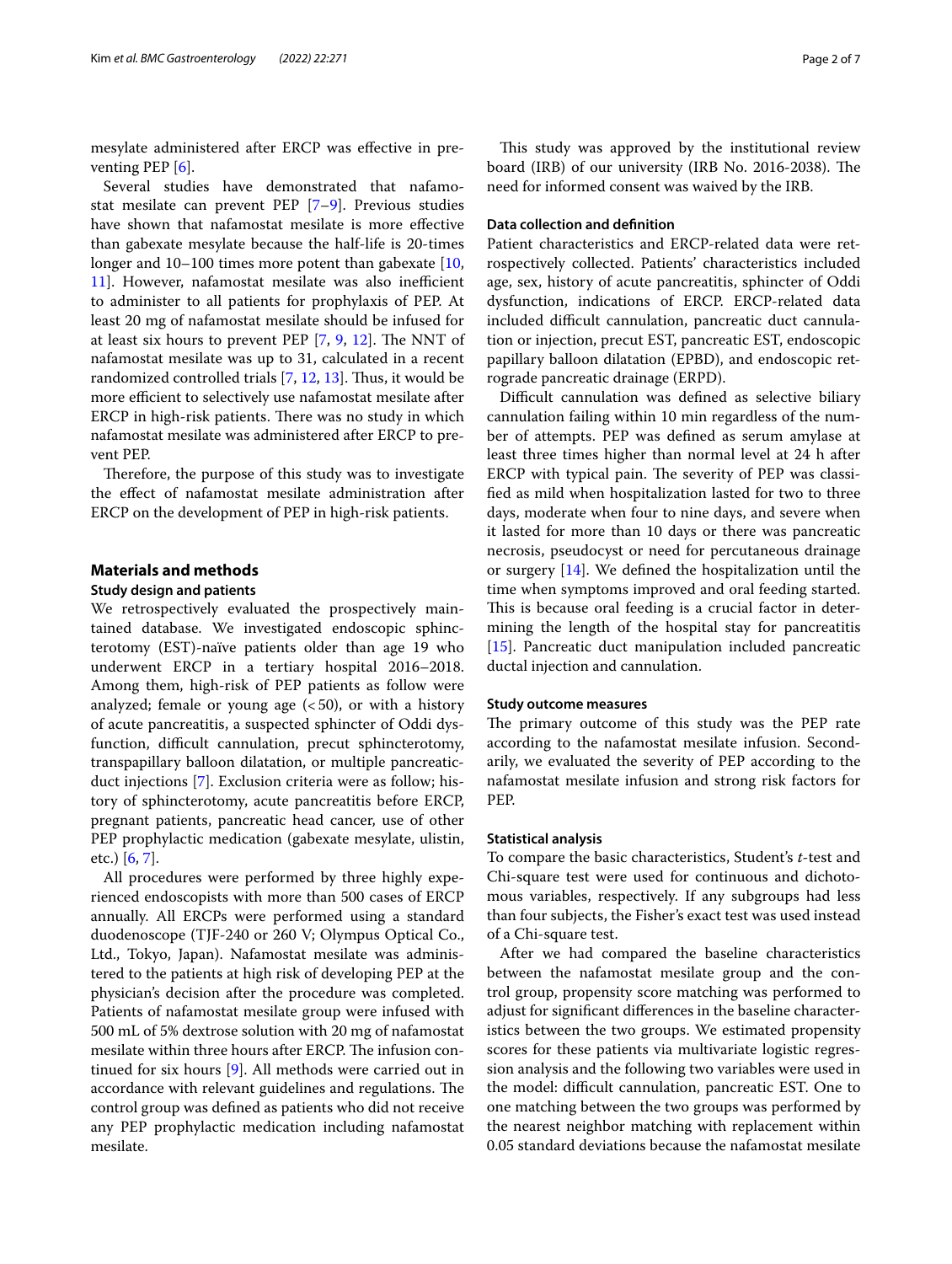mesylate administered after ERCP was effective in preventing PEP [6].

Several studies have demonstrated that nafamostat mesilate can prevent PEP [7–9]. Previous studies have shown that nafamostat mesilate is more effective than gabexate mesylate because the half-life is 20-times longer and 10–100 times more potent than gabexate [10, 11]. However, nafamostat mesilate was also inefficient to administer to all patients for prophylaxis of PEP. At least 20 mg of nafamostat mesilate should be infused for at least six hours to prevent PEP [7, 9, 12]. The NNT of nafamostat mesilate was up to 31, calculated in a recent randomized controlled trials [7, 12, 13]. Thus, it would be more efficient to selectively use nafamostat mesilate after ERCP in high-risk patients. There was no study in which nafamostat mesilate was administered after ERCP to prevent PEP.

Therefore, the purpose of this study was to investigate the effect of nafamostat mesilate administration after ERCP on the development of PEP in high-risk patients.

## Materials and methods

### Study design and patients

We retrospectively evaluated the prospectively maintained database. We investigated endoscopic sphincterotomy (EST)-naïve patients older than age 19 who underwent ERCP in a tertiary hospital 2016–2018. Among them, high-risk of PEP patients as follow were analyzed; female or young age (< 50), or with a history of acute pancreatitis, a suspected sphincter of Oddi dysfunction, difficult cannulation, precut sphincterotomy, transpapillary balloon dilatation, or multiple pancreatic-duct injections [7]. Exclusion criteria were as follow; history of sphincterotomy, acute pancreatitis before ERCP, pregnant patients, pancreatic head cancer, use of other PEP prophylactic medication (gabexate mesylate, ulistin, etc.) [6, 7].

All procedures were performed by three highly experienced endoscopists with more than 500 cases of ERCP annually. All ERCPs were performed using a standard duodenoscope (TJF-240 or 260 V; Olympus Optical Co., Ltd., Tokyo, Japan). Nafamostat mesilate was administered to the patients at high risk of developing PEP at the physician's decision after the procedure was completed. Patients of nafamostat mesilate group were infused with 500 mL of 5% dextrose solution with 20 mg of nafamostat mesilate within three hours after ERCP. The infusion continued for six hours [9]. All methods were carried out in accordance with relevant guidelines and regulations. The control group was defined as patients who did not receive any PEP prophylactic medication including nafamostat mesilate.

This study was approved by the institutional review board (IRB) of our university (IRB No. 2016-2038). The need for informed consent was waived by the IRB.

### Data collection and definition

Patient characteristics and ERCP-related data were retrospectively collected. Patients' characteristics included age, sex, history of acute pancreatitis, sphincter of Oddi dysfunction, indications of ERCP. ERCP-related data included difficult cannulation, pancreatic duct cannulation or injection, precut EST, pancreatic EST, endoscopic papillary balloon dilatation (EPBD), and endoscopic retrograde pancreatic drainage (ERPD).

Difficult cannulation was defined as selective biliary cannulation failing within 10 min regardless of the number of attempts. PEP was defined as serum amylase at least three times higher than normal level at 24 h after ERCP with typical pain. The severity of PEP was classified as mild when hospitalization lasted for two to three days, moderate when four to nine days, and severe when it lasted for more than 10 days or there was pancreatic necrosis, pseudocyst or need for percutaneous drainage or surgery [14]. We defined the hospitalization until the time when symptoms improved and oral feeding started. This is because oral feeding is a crucial factor in determining the length of the hospital stay for pancreatitis [15]. Pancreatic duct manipulation included pancreatic ductal injection and cannulation.

### Study outcome measures

The primary outcome of this study was the PEP rate according to the nafamostat mesilate infusion. Secondarily, we evaluated the severity of PEP according to the nafamostat mesilate infusion and strong risk factors for PEP.

### Statistical analysis

To compare the basic characteristics, Student's *t*-test and Chi-square test were used for continuous and dichotomous variables, respectively. If any subgroups had less than four subjects, the Fisher's exact test was used instead of a Chi-square test.

After we had compared the baseline characteristics between the nafamostat mesilate group and the control group, propensity score matching was performed to adjust for significant differences in the baseline characteristics between the two groups. We estimated propensity scores for these patients via multivariate logistic regression analysis and the following two variables were used in the model: difficult cannulation, pancreatic EST. One to one matching between the two groups was performed by the nearest neighbor matching with replacement within 0.05 standard deviations because the nafamostat mesilate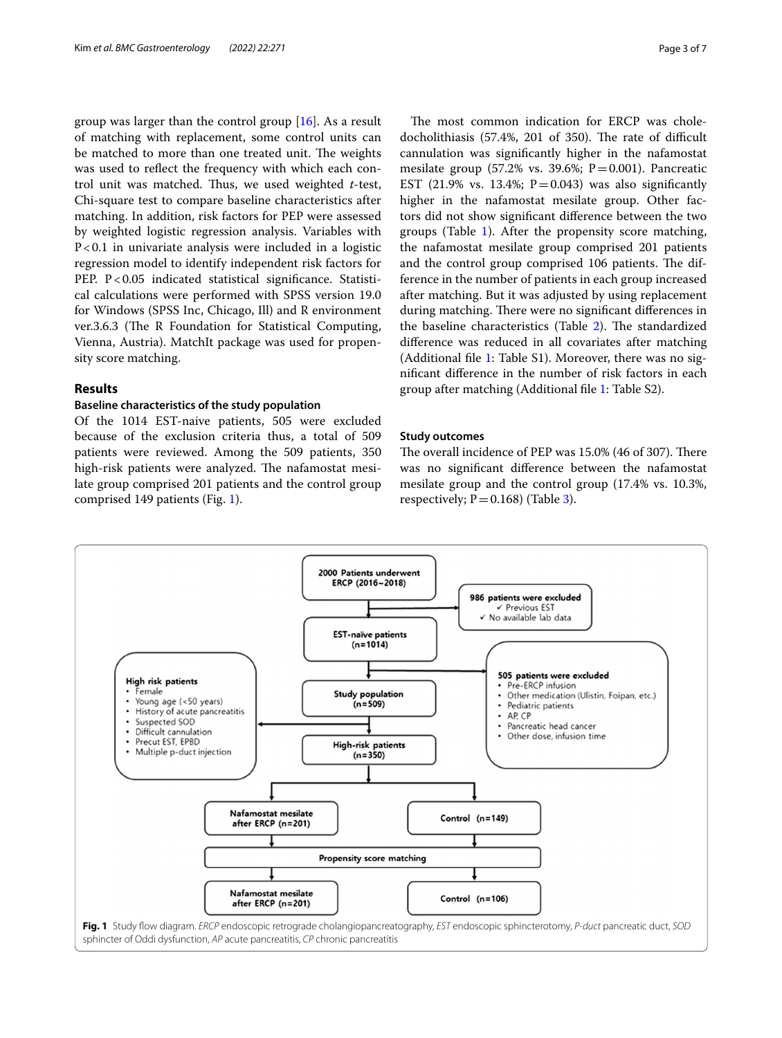group was larger than the control group [16]. As a result of matching with replacement, some control units can be matched to more than one treated unit. The weights was used to reflect the frequency with which each control unit was matched. Thus, we used weighted *t*-test, Chi-square test to compare baseline characteristics after matching. In addition, risk factors for PEP were assessed by weighted logistic regression analysis. Variables with P < 0.1 in univariate analysis were included in a logistic regression model to identify independent risk factors for PEP. P < 0.05 indicated statistical significance. Statistical calculations were performed with SPSS version 19.0 for Windows (SPSS Inc, Chicago, Ill) and R environment ver.3.6.3 (The R Foundation for Statistical Computing, Vienna, Austria). MatchIt package was used for propensity score matching.

## Results

### Baseline characteristics of the study population

Of the 1014 EST-naive patients, 505 were excluded because of the exclusion criteria thus, a total of 509 patients were reviewed. Among the 509 patients, 350 high-risk patients were analyzed. The nafamostat mesilate group comprised 201 patients and the control group comprised 149 patients (Fig. 1).

The most common indication for ERCP was choledocholithiasis (57.4%, 201 of 350). The rate of difficult cannulation was significantly higher in the nafamostat mesilate group (57.2% vs. 39.6%; P = 0.001). Pancreatic EST (21.9% vs. 13.4%; P = 0.043) was also significantly higher in the nafamostat mesilate group. Other factors did not show significant difference between the two groups (Table 1). After the propensity score matching, the nafamostat mesilate group comprised 201 patients and the control group comprised 106 patients. The difference in the number of patients in each group increased after matching. But it was adjusted by using replacement during matching. There were no significant differences in the baseline characteristics (Table 2). The standardized difference was reduced in all covariates after matching (Additional file 1: Table S1). Moreover, there was no significant difference in the number of risk factors in each group after matching (Additional file 1: Table S2).

### Study outcomes

The overall incidence of PEP was 15.0% (46 of 307). There was no significant difference between the nafamostat mesilate group and the control group (17.4% vs. 10.3%, respectively; P = 0.168) (Table 3).

2000 Patients underwent ERCP (2016~2018)

986 patients were excluded
- ✓ Previous EST
- ✓ No available lab data

EST-naïve patients (n=1014)

505 patients were excluded
- Pre-ERCP infusion
- Other medication (Ulistin, Foipan, etc.)
- Pediatric patients
- AP, CP
- Pancreatic head cancer
- Other dose, infusion time

Study population (n=509)

High risk patients
- Female
- Young age (<50 years)
- History of acute pancreatitis
- Suspected SOD
- Difficult cannulation
- Precut EST, EPBD
- Multiple p-duct injection

High-risk patients (n=350)

Nafamostat mesilate after ERCP (n=201) | Control (n=149)

Propensity score matching

Nafamostat mesilate after ERCP (n=201) | Control (n=106)

**Fig. 1** Study flow diagram. *ERCP* endoscopic retrograde cholangiopancreatography, *EST* endoscopic sphincterotomy, *P-duct* pancreatic duct, *SOD* sphincter of Oddi dysfunction, *AP* acute pancreatitis, *CP* chronic pancreatitis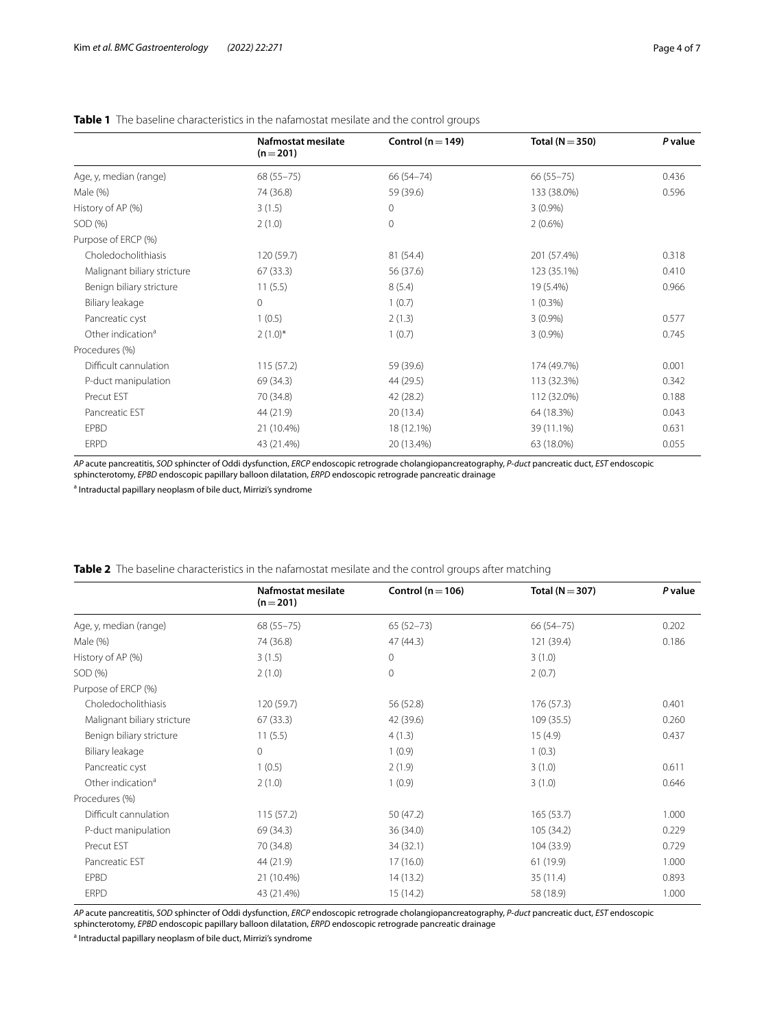**Table 1** The baseline characteristics in the nafamostat mesilate and the control groups

| | Nafmostat mesilate (n = 201) | Control (n = 149) | Total (N = 350) | *P* value |
|---|---|---|---|---|
| Age, y, median (range) | 68 (55–75) | 66 (54–74) | 66 (55–75) | 0.436 |
| Male (%) | 74 (36.8) | 59 (39.6) | 133 (38.0%) | 0.596 |
| History of AP (%) | 3 (1.5) | 0 | 3 (0.9%) | |
| SOD (%) | 2 (1.0) | 0 | 2 (0.6%) | |
| Purpose of ERCP (%) | | | | |
| Choledocholithiasis | 120 (59.7) | 81 (54.4) | 201 (57.4%) | 0.318 |
| Malignant biliary stricture | 67 (33.3) | 56 (37.6) | 123 (35.1%) | 0.410 |
| Benign biliary stricture | 11 (5.5) | 8 (5.4) | 19 (5.4%) | 0.966 |
| Biliary leakage | 0 | 1 (0.7) | 1 (0.3%) | |
| Pancreatic cyst | 1 (0.5) | 2 (1.3) | 3 (0.9%) | 0.577 |
| Other indication[a] | 2 (1.0)* | 1 (0.7) | 3 (0.9%) | 0.745 |
| Procedures (%) | | | | |
| Difficult cannulation | 115 (57.2) | 59 (39.6) | 174 (49.7%) | 0.001 |
| P-duct manipulation | 69 (34.3) | 44 (29.5) | 113 (32.3%) | 0.342 |
| Precut EST | 70 (34.8) | 42 (28.2) | 112 (32.0%) | 0.188 |
| Pancreatic EST | 44 (21.9) | 20 (13.4) | 64 (18.3%) | 0.043 |
| EPBD | 21 (10.4%) | 18 (12.1%) | 39 (11.1%) | 0.631 |
| ERPD | 43 (21.4%) | 20 (13.4%) | 63 (18.0%) | 0.055 |

*AP* acute pancreatitis, *SOD* sphincter of Oddi dysfunction, *ERCP* endoscopic retrograde cholangiopancreatography, *P-duct* pancreatic duct, *EST* endoscopic sphincterotomy, *EPBD* endoscopic papillary balloon dilatation, *ERPD* endoscopic retrograde pancreatic drainage

[a] Intraductal papillary neoplasm of bile duct, Mirrizi's syndrome

**Table 2** The baseline characteristics in the nafamostat mesilate and the control groups after matching

| | Nafmostat mesilate (n = 201) | Control (n = 106) | Total (N = 307) | *P* value |
|---|---|---|---|---|
| Age, y, median (range) | 68 (55–75) | 65 (52–73) | 66 (54–75) | 0.202 |
| Male (%) | 74 (36.8) | 47 (44.3) | 121 (39.4) | 0.186 |
| History of AP (%) | 3 (1.5) | 0 | 3 (1.0) | |
| SOD (%) | 2 (1.0) | 0 | 2 (0.7) | |
| Purpose of ERCP (%) | | | | |
| Choledocholithiasis | 120 (59.7) | 56 (52.8) | 176 (57.3) | 0.401 |
| Malignant biliary stricture | 67 (33.3) | 42 (39.6) | 109 (35.5) | 0.260 |
| Benign biliary stricture | 11 (5.5) | 4 (1.3) | 15 (4.9) | 0.437 |
| Biliary leakage | 0 | 1 (0.9) | 1 (0.3) | |
| Pancreatic cyst | 1 (0.5) | 2 (1.9) | 3 (1.0) | 0.611 |
| Other indication[a] | 2 (1.0) | 1 (0.9) | 3 (1.0) | 0.646 |
| Procedures (%) | | | | |
| Difficult cannulation | 115 (57.2) | 50 (47.2) | 165 (53.7) | 1.000 |
| P-duct manipulation | 69 (34.3) | 36 (34.0) | 105 (34.2) | 0.229 |
| Precut EST | 70 (34.8) | 34 (32.1) | 104 (33.9) | 0.729 |
| Pancreatic EST | 44 (21.9) | 17 (16.0) | 61 (19.9) | 1.000 |
| EPBD | 21 (10.4%) | 14 (13.2) | 35 (11.4) | 0.893 |
| ERPD | 43 (21.4%) | 15 (14.2) | 58 (18.9) | 1.000 |

*AP* acute pancreatitis, *SOD* sphincter of Oddi dysfunction, *ERCP* endoscopic retrograde cholangiopancreatography, *P-duct* pancreatic duct, *EST* endoscopic sphincterotomy, *EPBD* endoscopic papillary balloon dilatation, *ERPD* endoscopic retrograde pancreatic drainage

[a] Intraductal papillary neoplasm of bile duct, Mirrizi's syndrome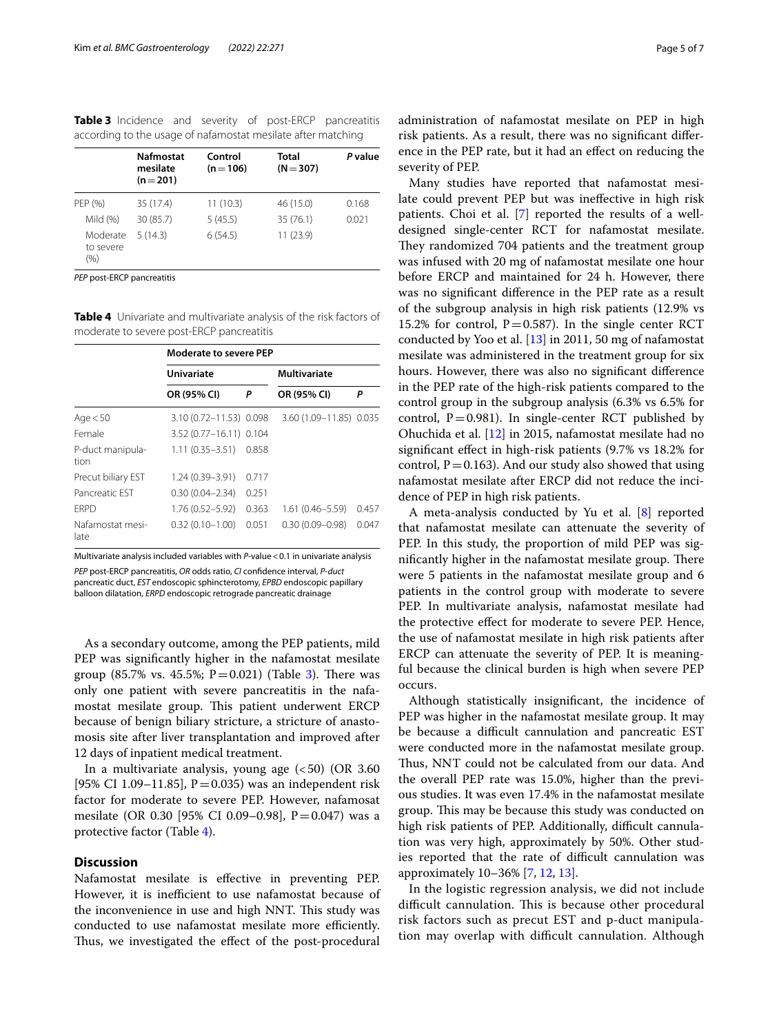**Table 3** Incidence and severity of post-ERCP pancreatitis according to the usage of nafamostat mesilate after matching

| | Nafmostat mesilate (n = 201) | Control (n = 106) | Total (N = 307) | P value |
|---|---|---|---|---|
| PEP (%) | 35 (17.4) | 11 (10.3) | 46 (15.0) | 0.168 |
| Mild (%) | 30 (85.7) | 5 (45.5) | 35 (76.1) | 0.021 |
| Moderate to severe (%) | 5 (14.3) | 6 (54.5) | 11 (23.9) | |

*PEP* post-ERCP pancreatitis

**Table 4** Univariate and multivariate analysis of the risk factors of moderate to severe post-ERCP pancreatitis

| | Moderate to severe PEP | | | |
|---|---|---|---|---|
| | Univariate | | Multivariate | |
| | OR (95% CI) | P | OR (95% CI) | P |
| Age < 50 | 3.10 (0.72–11.53) | 0.098 | 3.60 (1.09–11.85) | 0.035 |
| Female | 3.52 (0.77–16.11) | 0.104 | | |
| P-duct manipulation | 1.11 (0.35–3.51) | 0.858 | | |
| Precut biliary EST | 1.24 (0.39–3.91) | 0.717 | | |
| Pancreatic EST | 0.30 (0.04–2.34) | 0.251 | | |
| ERPD | 1.76 (0.52–5.92) | 0.363 | 1.61 (0.46–5.59) | 0.457 |
| Nafamostat mesilate | 0.32 (0.10–1.00) | 0.051 | 0.30 (0.09–0.98) | 0.047 |

Multivariate analysis included variables with *P*-value < 0.1 in univariate analysis

*PEP* post-ERCP pancreatitis, *OR* odds ratio, *CI* confidence interval, *P-duct* pancreatic duct, *EST* endoscopic sphincterotomy, *EPBD* endoscopic papillary balloon dilatation, *ERPD* endoscopic retrograde pancreatic drainage

As a secondary outcome, among the PEP patients, mild PEP was significantly higher in the nafamostat mesilate group (85.7% vs. 45.5%; P = 0.021) (Table 3). There was only one patient with severe pancreatitis in the nafamostat mesilate group. This patient underwent ERCP because of benign biliary stricture, a stricture of anastomosis site after liver transplantation and improved after 12 days of inpatient medical treatment.

In a multivariate analysis, young age (< 50) (OR 3.60 [95% CI 1.09–11.85], P = 0.035) was an independent risk factor for moderate to severe PEP. However, nafamosat mesilate (OR 0.30 [95% CI 0.09–0.98], P = 0.047) was a protective factor (Table 4).

## Discussion

Nafamostat mesilate is effective in preventing PEP. However, it is inefficient to use nafamostat because of the inconvenience in use and high NNT. This study was conducted to use nafamostat mesilate more efficiently. Thus, we investigated the effect of the post-procedural administration of nafamostat mesilate on PEP in high risk patients. As a result, there was no significant difference in the PEP rate, but it had an effect on reducing the severity of PEP.

Many studies have reported that nafamostat mesilate could prevent PEP but was ineffective in high risk patients. Choi et al. [7] reported the results of a well-designed single-center RCT for nafamostat mesilate. They randomized 704 patients and the treatment group was infused with 20 mg of nafamostat mesilate one hour before ERCP and maintained for 24 h. However, there was no significant difference in the PEP rate as a result of the subgroup analysis in high risk patients (12.9% vs 15.2% for control, P = 0.587). In the single center RCT conducted by Yoo et al. [13] in 2011, 50 mg of nafamostat mesilate was administered in the treatment group for six hours. However, there was also no significant difference in the PEP rate of the high-risk patients compared to the control group in the subgroup analysis (6.3% vs 6.5% for control, P = 0.981). In single-center RCT published by Ohuchida et al. [12] in 2015, nafamostat mesilate had no significant effect in high-risk patients (9.7% vs 18.2% for control, P = 0.163). And our study also showed that using nafamostat mesilate after ERCP did not reduce the incidence of PEP in high risk patients.

A meta-analysis conducted by Yu et al. [8] reported that nafamostat mesilate can attenuate the severity of PEP. In this study, the proportion of mild PEP was significantly higher in the nafamostat mesilate group. There were 5 patients in the nafamostat mesilate group and 6 patients in the control group with moderate to severe PEP. In multivariate analysis, nafamostat mesilate had the protective effect for moderate to severe PEP. Hence, the use of nafamostat mesilate in high risk patients after ERCP can attenuate the severity of PEP. It is meaningful because the clinical burden is high when severe PEP occurs.

Although statistically insignificant, the incidence of PEP was higher in the nafamostat mesilate group. It may be because a difficult cannulation and pancreatic EST were conducted more in the nafamostat mesilate group. Thus, NNT could not be calculated from our data. And the overall PEP rate was 15.0%, higher than the previous studies. It was even 17.4% in the nafamostat mesilate group. This may be because this study was conducted on high risk patients of PEP. Additionally, difficult cannulation was very high, approximately by 50%. Other studies reported that the rate of difficult cannulation was approximately 10–36% [7, 12, 13].

In the logistic regression analysis, we did not include difficult cannulation. This is because other procedural risk factors such as precut EST and p-duct manipulation may overlap with difficult cannulation. Although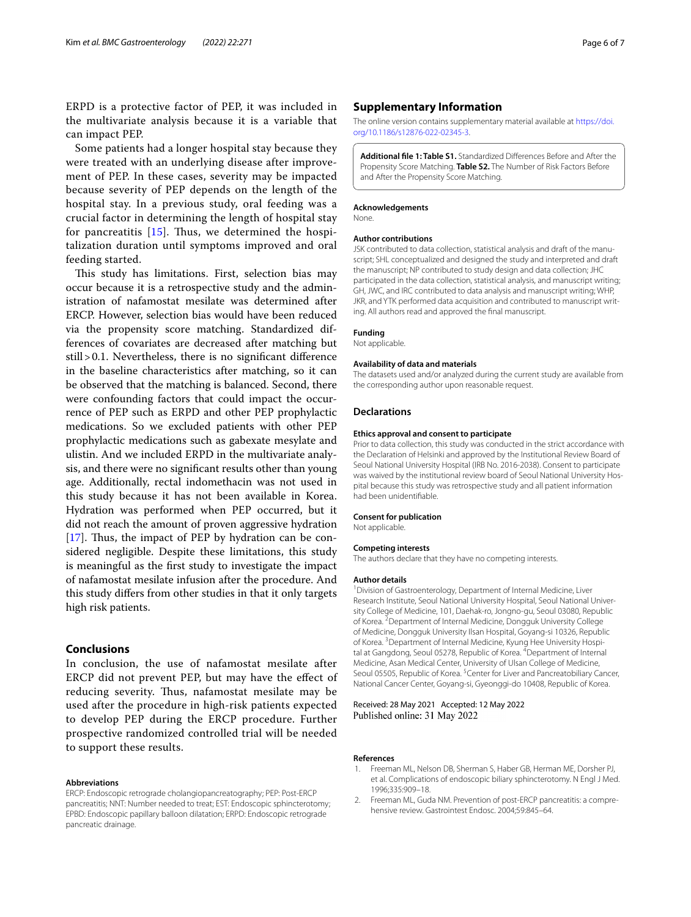ERPD is a protective factor of PEP, it was included in the multivariate analysis because it is a variable that can impact PEP.

Some patients had a longer hospital stay because they were treated with an underlying disease after improvement of PEP. In these cases, severity may be impacted because severity of PEP depends on the length of the hospital stay. In a previous study, oral feeding was a crucial factor in determining the length of hospital stay for pancreatitis [15]. Thus, we determined the hospitalization duration until symptoms improved and oral feeding started.

This study has limitations. First, selection bias may occur because it is a retrospective study and the administration of nafamostat mesilate was determined after ERCP. However, selection bias would have been reduced via the propensity score matching. Standardized differences of covariates are decreased after matching but still > 0.1. Nevertheless, there is no significant difference in the baseline characteristics after matching, so it can be observed that the matching is balanced. Second, there were confounding factors that could impact the occurrence of PEP such as ERPD and other PEP prophylactic medications. So we excluded patients with other PEP prophylactic medications such as gabexate mesylate and ulistin. And we included ERPD in the multivariate analysis, and there were no significant results other than young age. Additionally, rectal indomethacin was not used in this study because it has not been available in Korea. Hydration was performed when PEP occurred, but it did not reach the amount of proven aggressive hydration [17]. Thus, the impact of PEP by hydration can be considered negligible. Despite these limitations, this study is meaningful as the first study to investigate the impact of nafamostat mesilate infusion after the procedure. And this study differs from other studies in that it only targets high risk patients.

## Conclusions

In conclusion, the use of nafamostat mesilate after ERCP did not prevent PEP, but may have the effect of reducing severity. Thus, nafamostat mesilate may be used after the procedure in high-risk patients expected to develop PEP during the ERCP procedure. Further prospective randomized controlled trial will be needed to support these results.

#### Abbreviations

ERCP: Endoscopic retrograde cholangiopancreatography; PEP: Post-ERCP pancreatitis; NNT: Number needed to treat; EST: Endoscopic sphincterotomy; EPBD: Endoscopic papillary balloon dilatation; ERPD: Endoscopic retrograde pancreatic drainage.

## Supplementary Information

The online version contains supplementary material available at https://doi.org/10.1186/s12876-022-02345-3.

**Additional file 1: Table S1.** Standardized Differences Before and After the Propensity Score Matching. **Table S2.** The Number of Risk Factors Before and After the Propensity Score Matching.

#### Acknowledgements

None.

#### Author contributions

JSK contributed to data collection, statistical analysis and draft of the manuscript; SHL conceptualized and designed the study and interpreted and draft the manuscript; NP contributed to study design and data collection; JHC participated in the data collection, statistical analysis, and manuscript writing; GH, JWC, and IRC contributed to data analysis and manuscript writing; WHP, JKR, and YTK performed data acquisition and contributed to manuscript writing. All authors read and approved the final manuscript.

#### Funding

Not applicable.

#### Availability of data and materials

The datasets used and/or analyzed during the current study are available from the corresponding author upon reasonable request.

## Declarations

#### Ethics approval and consent to participate

Prior to data collection, this study was conducted in the strict accordance with the Declaration of Helsinki and approved by the Institutional Review Board of Seoul National University Hospital (IRB No. 2016-2038). Consent to participate was waived by the institutional review board of Seoul National University Hospital because this study was retrospective study and all patient information had been unidentifiable.

#### Consent for publication

Not applicable.

#### Competing interests

The authors declare that they have no competing interests.

#### Author details

[1]Division of Gastroenterology, Department of Internal Medicine, Liver Research Institute, Seoul National University Hospital, Seoul National University College of Medicine, 101, Daehak-ro, Jongno-gu, Seoul 03080, Republic of Korea. [2]Department of Internal Medicine, Dongguk University College of Medicine, Dongguk University Ilsan Hospital, Goyang-si 10326, Republic of Korea. [3]Department of Internal Medicine, Kyung Hee University Hospital at Gangdong, Seoul 05278, Republic of Korea. [4]Department of Internal Medicine, Asan Medical Center, University of Ulsan College of Medicine, Seoul 05505, Republic of Korea. [5]Center for Liver and Pancreatobiliary Cancer, National Cancer Center, Goyang-si, Gyeonggi-do 10408, Republic of Korea.

Received: 28 May 2021 Accepted: 12 May 2022
Published online: 31 May 2022

#### References

1. Freeman ML, Nelson DB, Sherman S, Haber GB, Herman ME, Dorsher PJ, et al. Complications of endoscopic biliary sphincterotomy. N Engl J Med. 1996;335:909–18.
2. Freeman ML, Guda NM. Prevention of post-ERCP pancreatitis: a comprehensive review. Gastrointest Endosc. 2004;59:845–64.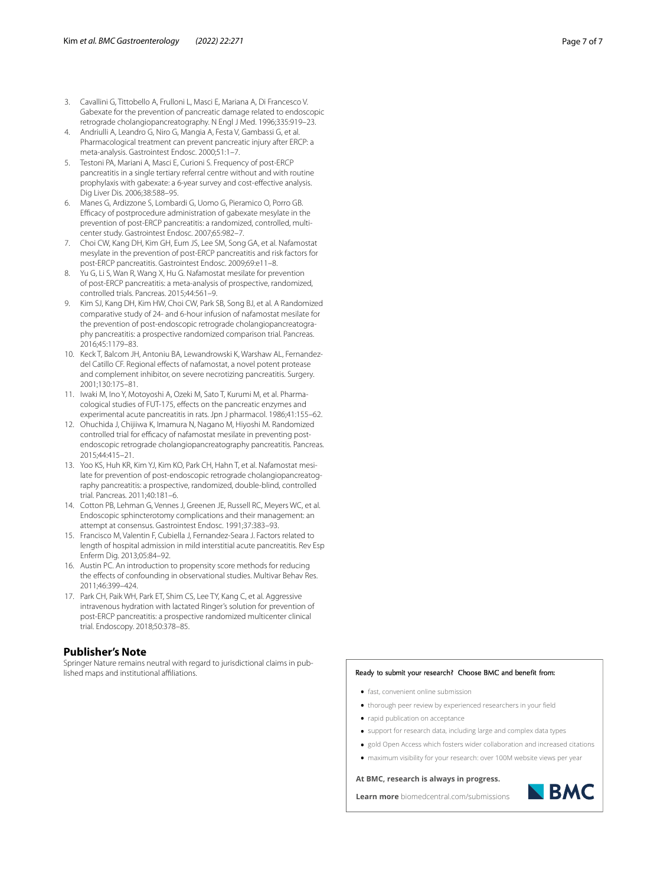3. Cavallini G, Tittobello A, Frulloni L, Masci E, Mariana A, Di Francesco V. Gabexate for the prevention of pancreatic damage related to endoscopic retrograde cholangiopancreatography. N Engl J Med. 1996;335:919–23.
4. Andriulli A, Leandro G, Niro G, Mangia A, Festa V, Gambassi G, et al. Pharmacological treatment can prevent pancreatic injury after ERCP: a meta-analysis. Gastrointest Endosc. 2000;51:1–7.
5. Testoni PA, Mariani A, Masci E, Curioni S. Frequency of post-ERCP pancreatitis in a single tertiary referral centre without and with routine prophylaxis with gabexate: a 6-year survey and cost-effective analysis. Dig Liver Dis. 2006;38:588–95.
6. Manes G, Ardizzone S, Lombardi G, Uomo G, Pieramico O, Porro GB. Efficacy of postprocedure administration of gabexate mesylate in the prevention of post-ERCP pancreatitis: a randomized, controlled, multicenter study. Gastrointest Endosc. 2007;65:982–7.
7. Choi CW, Kang DH, Kim GH, Eum JS, Lee SM, Song GA, et al. Nafamostat mesylate in the prevention of post-ERCP pancreatitis and risk factors for post-ERCP pancreatitis. Gastrointest Endosc. 2009;69:e11–8.
8. Yu G, Li S, Wan R, Wang X, Hu G. Nafamostat mesilate for prevention of post-ERCP pancreatitis: a meta-analysis of prospective, randomized, controlled trials. Pancreas. 2015;44:561–9.
9. Kim SJ, Kang DH, Kim HW, Choi CW, Park SB, Song BJ, et al. A Randomized comparative study of 24- and 6-hour infusion of nafamostat mesilate for the prevention of post-endoscopic retrograde cholangiopancreatography pancreatitis: a prospective randomized comparison trial. Pancreas. 2016;45:1179–83.
10. Keck T, Balcom JH, Antoniu BA, Lewandrowski K, Warshaw AL, Fernandez-del Catillo CF. Regional effects of nafamostat, a novel potent protease and complement inhibitor, on severe necrotizing pancreatitis. Surgery. 2001;130:175–81.
11. Iwaki M, Ino Y, Motoyoshi A, Ozeki M, Sato T, Kurumi M, et al. Pharmacological studies of FUT-175, effects on the pancreatic enzymes and experimental acute pancreatitis in rats. Jpn J pharmacol. 1986;41:155–62.
12. Ohuchida J, Chijiiwa K, Imamura N, Nagano M, Hiyoshi M. Randomized controlled trial for efficacy of nafamostat mesilate in preventing post-endoscopic retrograde cholangiopancreatography pancreatitis. Pancreas. 2015;44:415–21.
13. Yoo KS, Huh KR, Kim YJ, Kim KO, Park CH, Hahn T, et al. Nafamostat mesilate for prevention of post-endoscopic retrograde cholangiopancreatography pancreatitis: a prospective, randomized, double-blind, controlled trial. Pancreas. 2011;40:181–6.
14. Cotton PB, Lehman G, Vennes J, Greenen JE, Russell RC, Meyers WC, et al. Endoscopic sphincterotomy complications and their management: an attempt at consensus. Gastrointest Endosc. 1991;37:383–93.
15. Francisco M, Valentin F, Cubiella J, Fernandez-Seara J. Factors related to length of hospital admission in mild interstitial acute pancreatitis. Rev Esp Enferm Dig. 2013;05:84–92.
16. Austin PC. An introduction to propensity score methods for reducing the effects of confounding in observational studies. Multivar Behav Res. 2011;46:399–424.
17. Park CH, Paik WH, Park ET, Shim CS, Lee TY, Kang C, et al. Aggressive intravenous hydration with lactated Ringer's solution for prevention of post-ERCP pancreatitis: a prospective randomized multicenter clinical trial. Endoscopy. 2018;50:378–85.

## Publisher's Note

Springer Nature remains neutral with regard to jurisdictional claims in published maps and institutional affiliations.

Ready to submit your research? Choose BMC and benefit from:

- fast, convenient online submission
- thorough peer review by experienced researchers in your field
- rapid publication on acceptance
- support for research data, including large and complex data types
- gold Open Access which fosters wider collaboration and increased citations
- maximum visibility for your research: over 100M website views per year

**At BMC, research is always in progress.**

**Learn more** biomedcentral.com/submissions

BMC